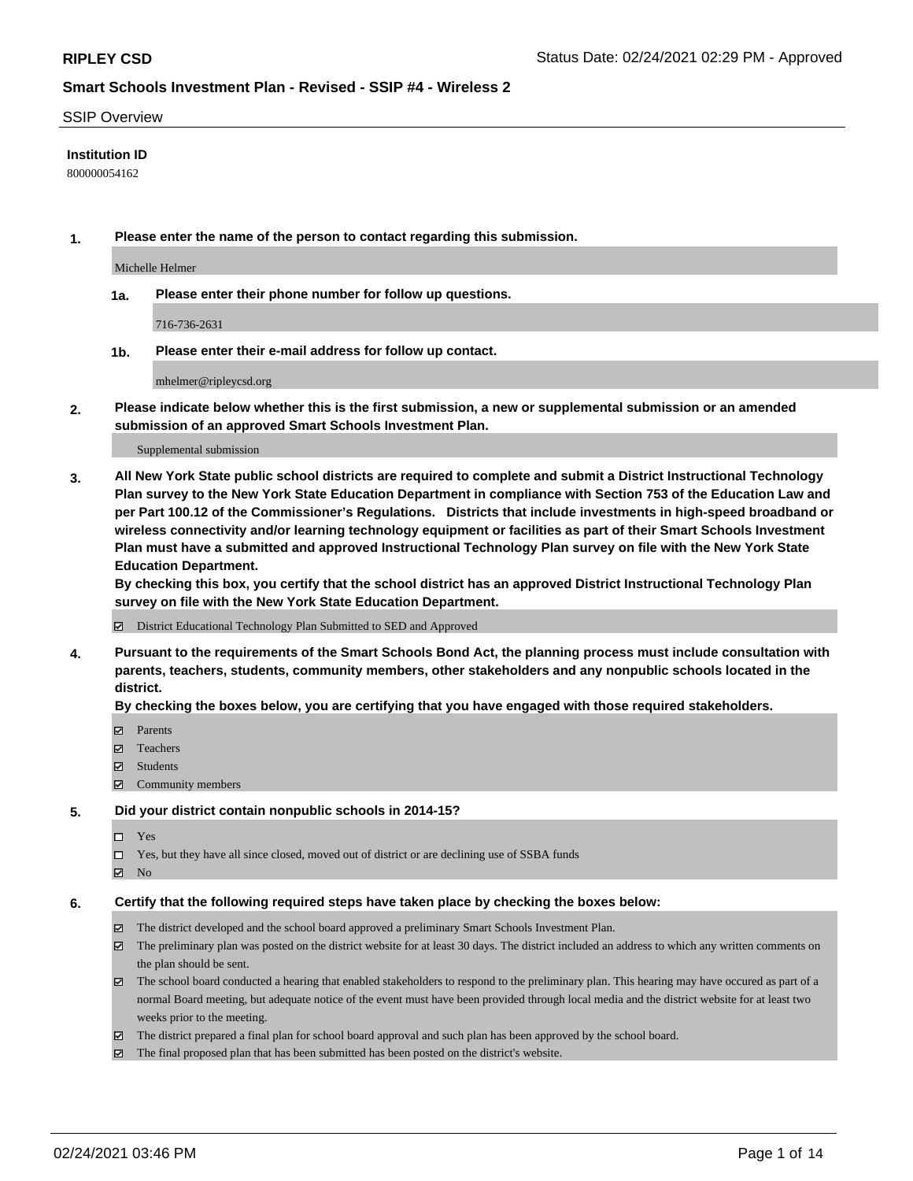**RIPLEY CSD** Status Date: 02/24/2021 02:29 PM - Approved

**Smart Schools Investment Plan - Revised - SSIP #4 - Wireless 2**

SSIP Overview

**Institution ID**

800000054162

**1. Please enter the name of the person to contact regarding this submission.**

Michelle Helmer

**1a. Please enter their phone number for follow up questions.**

716-736-2631

**1b. Please enter their e-mail address for follow up contact.**

mhelmer@ripleycsd.org

**2. Please indicate below whether this is the first submission, a new or supplemental submission or an amended submission of an approved Smart Schools Investment Plan.**

Supplemental submission

**3. All New York State public school districts are required to complete and submit a District Instructional Technology Plan survey to the New York State Education Department in compliance with Section 753 of the Education Law and per Part 100.12 of the Commissioner's Regulations. Districts that include investments in high-speed broadband or wireless connectivity and/or learning technology equipment or facilities as part of their Smart Schools Investment Plan must have a submitted and approved Instructional Technology Plan survey on file with the New York State Education Department.**

**By checking this box, you certify that the school district has an approved District Instructional Technology Plan survey on file with the New York State Education Department.**

☑ District Educational Technology Plan Submitted to SED and Approved

**4. Pursuant to the requirements of the Smart Schools Bond Act, the planning process must include consultation with parents, teachers, students, community members, other stakeholders and any nonpublic schools located in the district.**

**By checking the boxes below, you are certifying that you have engaged with those required stakeholders.**

☑ Parents
☑ Teachers
☑ Students
☑ Community members

**5. Did your district contain nonpublic schools in 2014-15?**

☐ Yes
☐ Yes, but they have all since closed, moved out of district or are declining use of SSBA funds
☑ No

**6. Certify that the following required steps have taken place by checking the boxes below:**

☑ The district developed and the school board approved a preliminary Smart Schools Investment Plan.
☑ The preliminary plan was posted on the district website for at least 30 days. The district included an address to which any written comments on the plan should be sent.
☑ The school board conducted a hearing that enabled stakeholders to respond to the preliminary plan. This hearing may have occured as part of a normal Board meeting, but adequate notice of the event must have been provided through local media and the district website for at least two weeks prior to the meeting.
☑ The district prepared a final plan for school board approval and such plan has been approved by the school board.
☑ The final proposed plan that has been submitted has been posted on the district's website.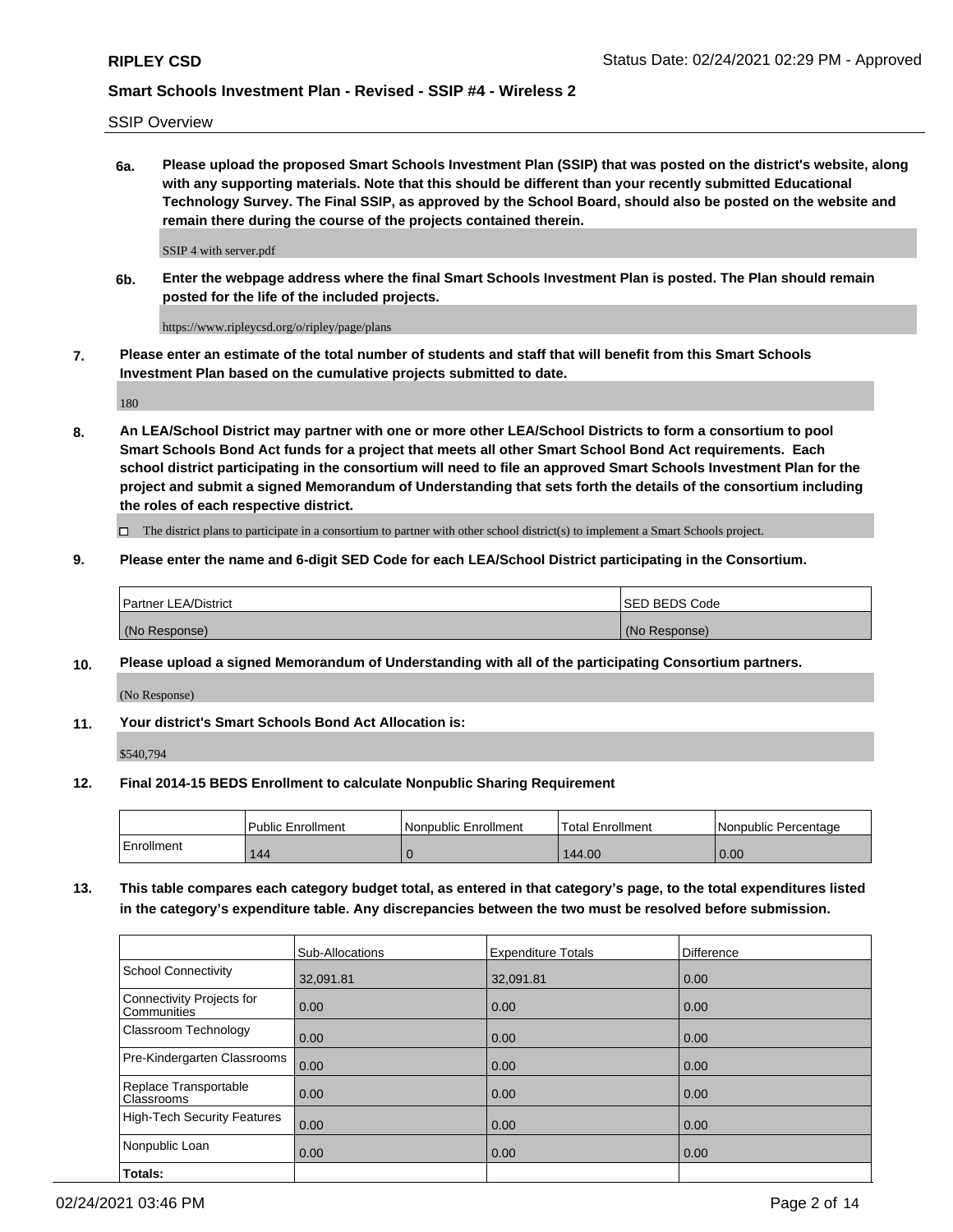SSIP Overview

**6a. Please upload the proposed Smart Schools Investment Plan (SSIP) that was posted on the district's website, along with any supporting materials. Note that this should be different than your recently submitted Educational Technology Survey. The Final SSIP, as approved by the School Board, should also be posted on the website and remain there during the course of the projects contained therein.**

SSIP 4 with server.pdf

**6b. Enter the webpage address where the final Smart Schools Investment Plan is posted. The Plan should remain posted for the life of the included projects.**

https://www.ripleycsd.org/o/ripley/page/plans

**7. Please enter an estimate of the total number of students and staff that will benefit from this Smart Schools Investment Plan based on the cumulative projects submitted to date.**

180

**8. An LEA/School District may partner with one or more other LEA/School Districts to form a consortium to pool Smart Schools Bond Act funds for a project that meets all other Smart School Bond Act requirements. Each school district participating in the consortium will need to file an approved Smart Schools Investment Plan for the project and submit a signed Memorandum of Understanding that sets forth the details of the consortium including the roles of each respective district.**

☐ The district plans to participate in a consortium to partner with other school district(s) to implement a Smart Schools project.

**9. Please enter the name and 6-digit SED Code for each LEA/School District participating in the Consortium.**

| Partner LEA/District | SED BEDS Code |
|---|---|
| (No Response) | (No Response) |

**10. Please upload a signed Memorandum of Understanding with all of the participating Consortium partners.**

(No Response)

**11. Your district's Smart Schools Bond Act Allocation is:**

$540,794

**12. Final 2014-15 BEDS Enrollment to calculate Nonpublic Sharing Requirement**

| | Public Enrollment | Nonpublic Enrollment | Total Enrollment | Nonpublic Percentage |
|---|---|---|---|---|
| Enrollment | 144 | 0 | 144.00 | 0.00 |

**13. This table compares each category budget total, as entered in that category's page, to the total expenditures listed in the category's expenditure table. Any discrepancies between the two must be resolved before submission.**

| | Sub-Allocations | Expenditure Totals | Difference |
|---|---|---|---|
| School Connectivity | 32,091.81 | 32,091.81 | 0.00 |
| Connectivity Projects for Communities | 0.00 | 0.00 | 0.00 |
| Classroom Technology | 0.00 | 0.00 | 0.00 |
| Pre-Kindergarten Classrooms | 0.00 | 0.00 | 0.00 |
| Replace Transportable Classrooms | 0.00 | 0.00 | 0.00 |
| High-Tech Security Features | 0.00 | 0.00 | 0.00 |
| Nonpublic Loan | 0.00 | 0.00 | 0.00 |
| **Totals:** | | | |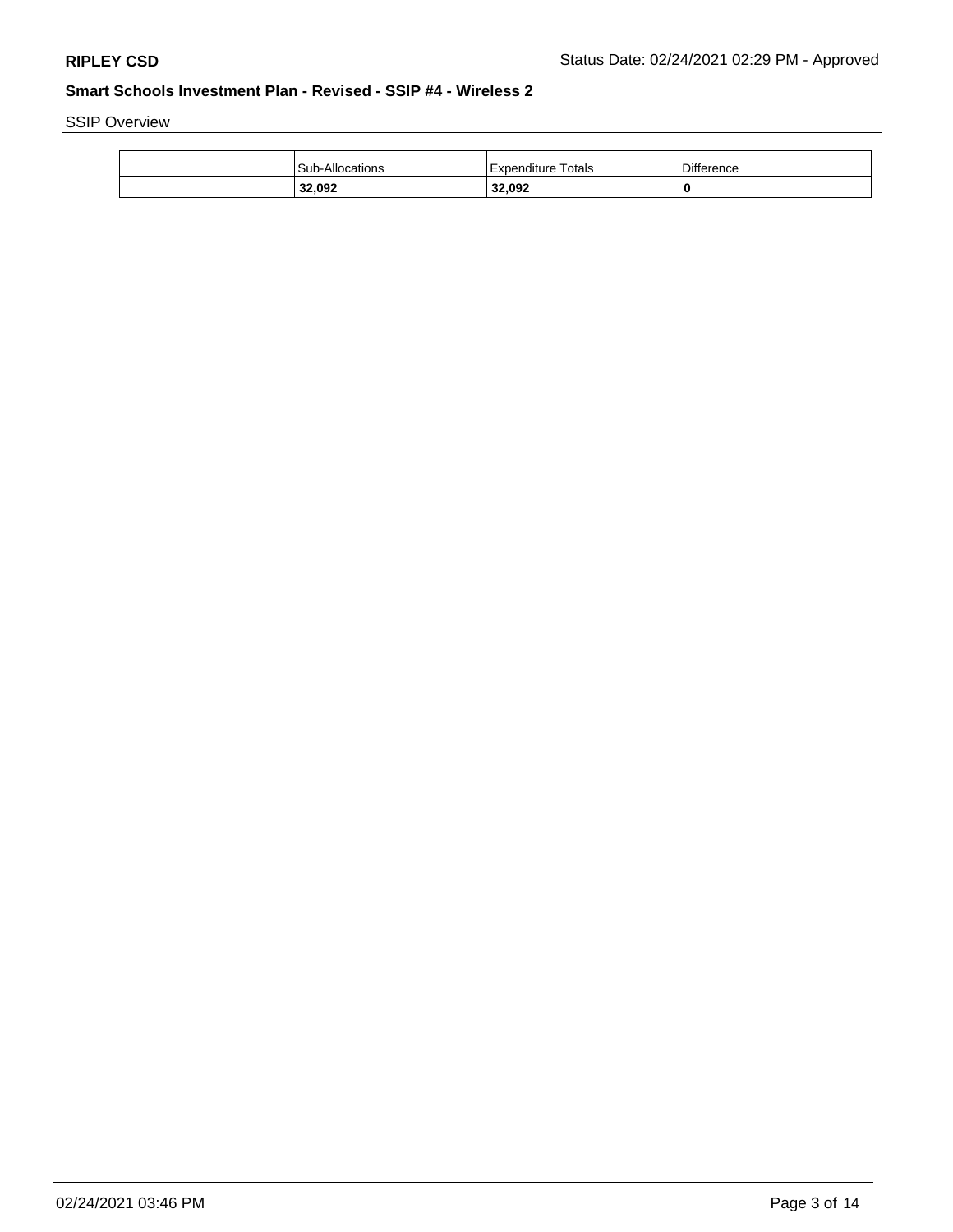**RIPLEY CSD** Status Date: 02/24/2021 02:29 PM - Approved

**Smart Schools Investment Plan - Revised - SSIP #4 - Wireless 2**

SSIP Overview

| | Sub-Allocations | Expenditure Totals | Difference |
|---|---|---|---|
| | **32,092** | **32,092** | **0** |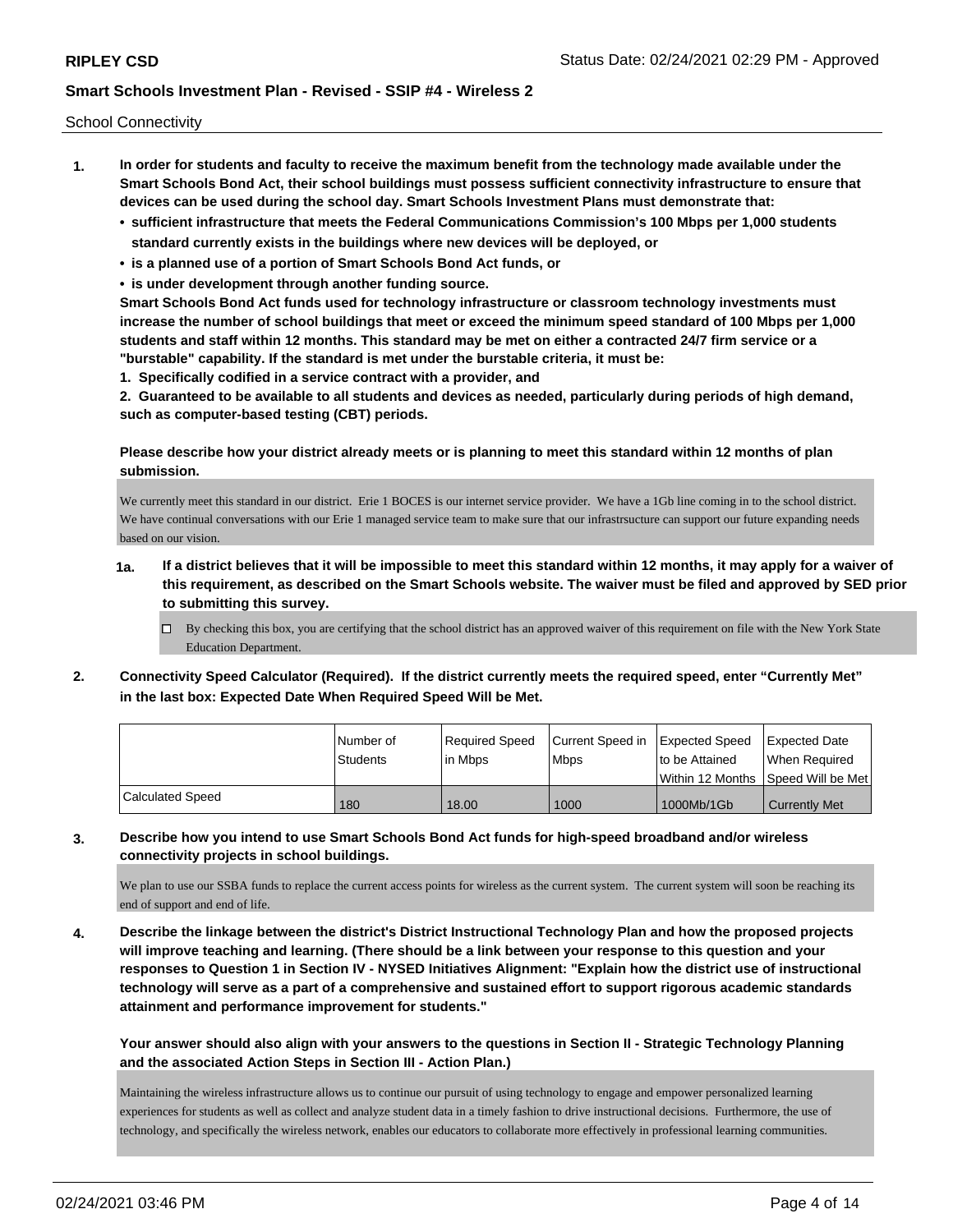School Connectivity

1. **In order for students and faculty to receive the maximum benefit from the technology made available under the Smart Schools Bond Act, their school buildings must possess sufficient connectivity infrastructure to ensure that devices can be used during the school day. Smart Schools Investment Plans must demonstrate that:**
   - **sufficient infrastructure that meets the Federal Communications Commission's 100 Mbps per 1,000 students standard currently exists in the buildings where new devices will be deployed, or**
   - **is a planned use of a portion of Smart Schools Bond Act funds, or**
   - **is under development through another funding source.**

   **Smart Schools Bond Act funds used for technology infrastructure or classroom technology investments must increase the number of school buildings that meet or exceed the minimum speed standard of 100 Mbps per 1,000 students and staff within 12 months. This standard may be met on either a contracted 24/7 firm service or a "burstable" capability. If the standard is met under the burstable criteria, it must be:**

   **1. Specifically codified in a service contract with a provider, and**

   **2. Guaranteed to be available to all students and devices as needed, particularly during periods of high demand, such as computer-based testing (CBT) periods.**

   **Please describe how your district already meets or is planning to meet this standard within 12 months of plan submission.**

   We currently meet this standard in our district. Erie 1 BOCES is our internet service provider. We have a 1Gb line coming in to the school district. We have continual conversations with our Erie 1 managed service team to make sure that our infrastrsucture can support our future expanding needs based on our vision.

   **1a. If a district believes that it will be impossible to meet this standard within 12 months, it may apply for a waiver of this requirement, as described on the Smart Schools website. The waiver must be filed and approved by SED prior to submitting this survey.**

   ☐ By checking this box, you are certifying that the school district has an approved waiver of this requirement on file with the New York State Education Department.

2. **Connectivity Speed Calculator (Required). If the district currently meets the required speed, enter "Currently Met" in the last box: Expected Date When Required Speed Will be Met.**

| | Number of Students | Required Speed in Mbps | Current Speed in Mbps | Expected Speed to be Attained Within 12 Months | Expected Date When Required Speed Will be Met |
|---|---|---|---|---|---|
| Calculated Speed | 180 | 18.00 | 1000 | 1000Mb/1Gb | Currently Met |

3. **Describe how you intend to use Smart Schools Bond Act funds for high-speed broadband and/or wireless connectivity projects in school buildings.**

   We plan to use our SSBA funds to replace the current access points for wireless as the current system. The current system will soon be reaching its end of support and end of life.

4. **Describe the linkage between the district's District Instructional Technology Plan and how the proposed projects will improve teaching and learning. (There should be a link between your response to this question and your responses to Question 1 in Section IV - NYSED Initiatives Alignment: "Explain how the district use of instructional technology will serve as a part of a comprehensive and sustained effort to support rigorous academic standards attainment and performance improvement for students."**

   **Your answer should also align with your answers to the questions in Section II - Strategic Technology Planning and the associated Action Steps in Section III - Action Plan.)**

   Maintaining the wireless infrastructure allows us to continue our pursuit of using technology to engage and empower personalized learning experiences for students as well as collect and analyze student data in a timely fashion to drive instructional decisions. Furthermore, the use of technology, and specifically the wireless network, enables our educators to collaborate more effectively in professional learning communities.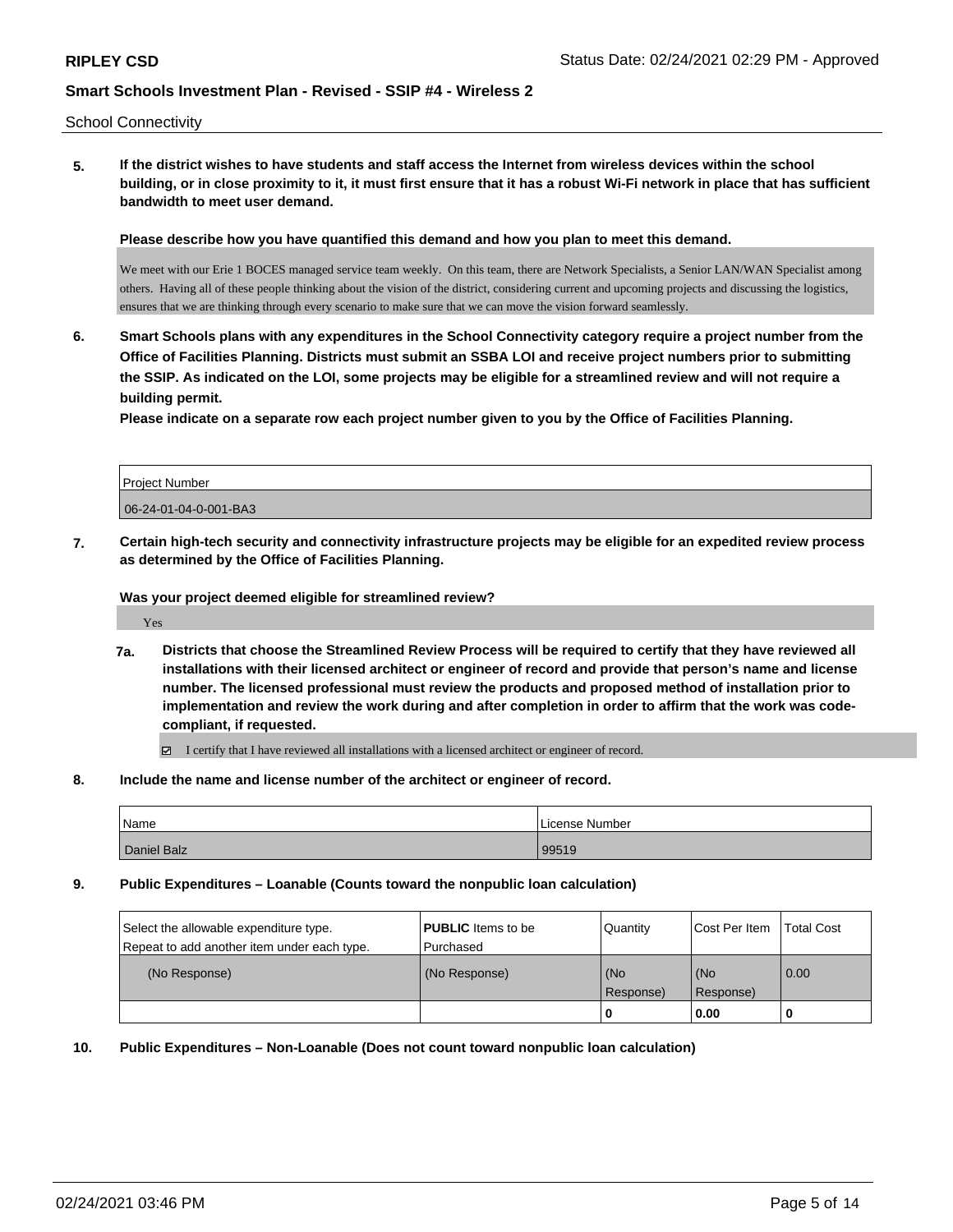School Connectivity

**5. If the district wishes to have students and staff access the Internet from wireless devices within the school building, or in close proximity to it, it must first ensure that it has a robust Wi-Fi network in place that has sufficient bandwidth to meet user demand.**

**Please describe how you have quantified this demand and how you plan to meet this demand.**

We meet with our Erie 1 BOCES managed service team weekly. On this team, there are Network Specialists, a Senior LAN/WAN Specialist among others. Having all of these people thinking about the vision of the district, considering current and upcoming projects and discussing the logistics, ensures that we are thinking through every scenario to make sure that we can move the vision forward seamlessly.

**6. Smart Schools plans with any expenditures in the School Connectivity category require a project number from the Office of Facilities Planning. Districts must submit an SSBA LOI and receive project numbers prior to submitting the SSIP. As indicated on the LOI, some projects may be eligible for a streamlined review and will not require a building permit.**

**Please indicate on a separate row each project number given to you by the Office of Facilities Planning.**

| Project Number |
|---|
| 06-24-01-04-0-001-BA3 |

**7. Certain high-tech security and connectivity infrastructure projects may be eligible for an expedited review process as determined by the Office of Facilities Planning.**

**Was your project deemed eligible for streamlined review?**

Yes

**7a. Districts that choose the Streamlined Review Process will be required to certify that they have reviewed all installations with their licensed architect or engineer of record and provide that person's name and license number. The licensed professional must review the products and proposed method of installation prior to implementation and review the work during and after completion in order to affirm that the work was code-compliant, if requested.**

☑ I certify that I have reviewed all installations with a licensed architect or engineer of record.

**8. Include the name and license number of the architect or engineer of record.**

| Name | License Number |
|---|---|
| Daniel Balz | 99519 |

**9. Public Expenditures – Loanable (Counts toward the nonpublic loan calculation)**

| Select the allowable expenditure type. Repeat to add another item under each type. | **PUBLIC** Items to be Purchased | Quantity | Cost Per Item | Total Cost |
|---|---|---|---|---|
| (No Response) | (No Response) | (No Response) | (No Response) | 0.00 |
| | | **0** | **0.00** | **0** |

**10. Public Expenditures – Non-Loanable (Does not count toward nonpublic loan calculation)**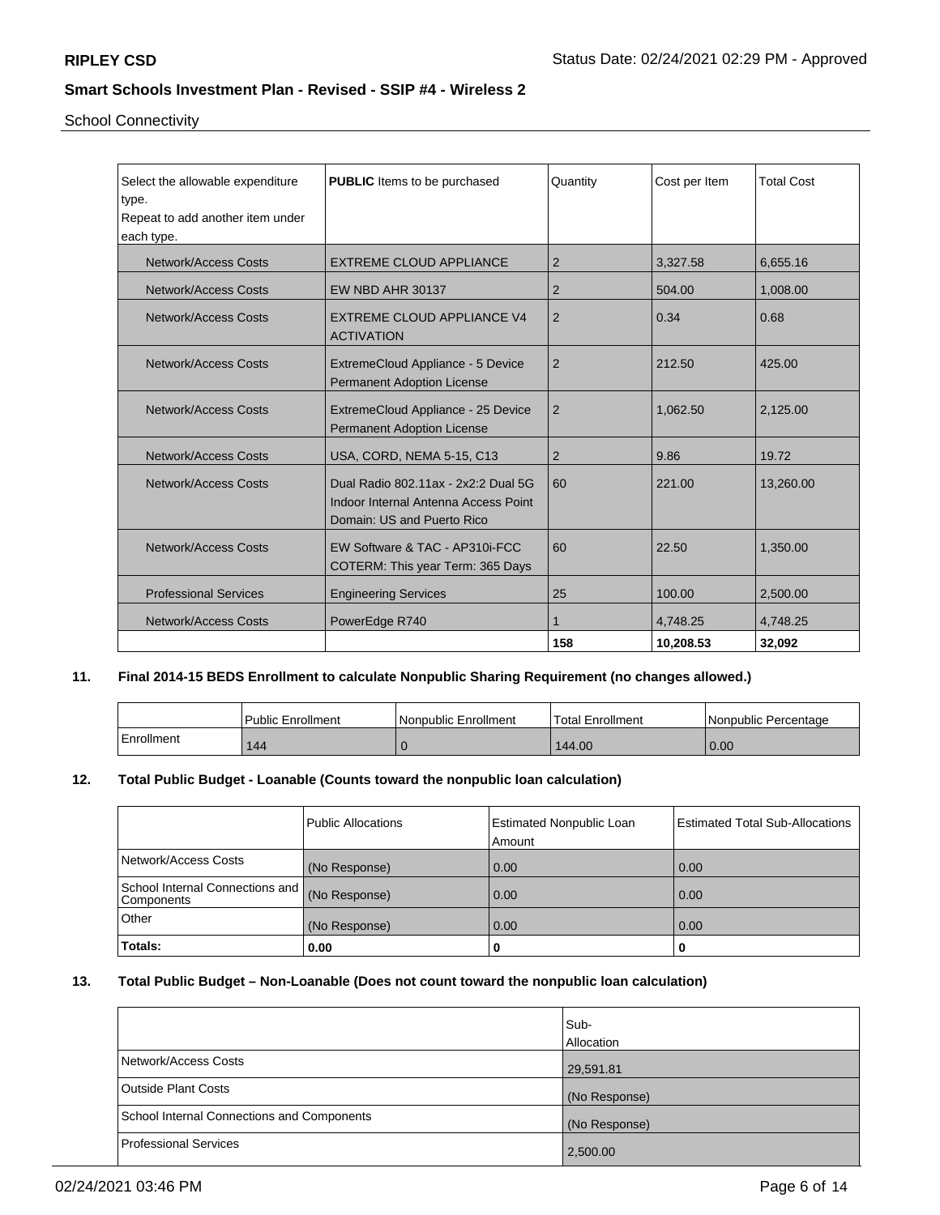School Connectivity

| Select the allowable expenditure type.<br>Repeat to add another item under each type. | **PUBLIC** Items to be purchased | Quantity | Cost per Item | Total Cost |
|---|---|---|---|---|
| Network/Access Costs | EXTREME CLOUD APPLIANCE | 2 | 3,327.58 | 6,655.16 |
| Network/Access Costs | EW NBD AHR 30137 | 2 | 504.00 | 1,008.00 |
| Network/Access Costs | EXTREME CLOUD APPLIANCE V4 ACTIVATION | 2 | 0.34 | 0.68 |
| Network/Access Costs | ExtremeCloud Appliance - 5 Device Permanent Adoption License | 2 | 212.50 | 425.00 |
| Network/Access Costs | ExtremeCloud Appliance - 25 Device Permanent Adoption License | 2 | 1,062.50 | 2,125.00 |
| Network/Access Costs | USA, CORD, NEMA 5-15, C13 | 2 | 9.86 | 19.72 |
| Network/Access Costs | Dual Radio 802.11ax - 2x2:2 Dual 5G Indoor Internal Antenna Access Point Domain: US and Puerto Rico | 60 | 221.00 | 13,260.00 |
| Network/Access Costs | EW Software & TAC - AP310i-FCC COTERM: This year Term: 365 Days | 60 | 22.50 | 1,350.00 |
| Professional Services | Engineering Services | 25 | 100.00 | 2,500.00 |
| Network/Access Costs | PowerEdge R740 | 1 | 4,748.25 | 4,748.25 |
| | | **158** | **10,208.53** | **32,092** |

**11. Final 2014-15 BEDS Enrollment to calculate Nonpublic Sharing Requirement (no changes allowed.)**

| | Public Enrollment | Nonpublic Enrollment | Total Enrollment | Nonpublic Percentage |
|---|---|---|---|---|
| Enrollment | 144 | 0 | 144.00 | 0.00 |

**12. Total Public Budget - Loanable (Counts toward the nonpublic loan calculation)**

| | Public Allocations | Estimated Nonpublic Loan Amount | Estimated Total Sub-Allocations |
|---|---|---|---|
| Network/Access Costs | (No Response) | 0.00 | 0.00 |
| School Internal Connections and Components | (No Response) | 0.00 | 0.00 |
| Other | (No Response) | 0.00 | 0.00 |
| **Totals:** | **0.00** | **0** | **0** |

**13. Total Public Budget – Non-Loanable (Does not count toward the nonpublic loan calculation)**

| | Sub-Allocation |
|---|---|
| Network/Access Costs | 29,591.81 |
| Outside Plant Costs | (No Response) |
| School Internal Connections and Components | (No Response) |
| Professional Services | 2,500.00 |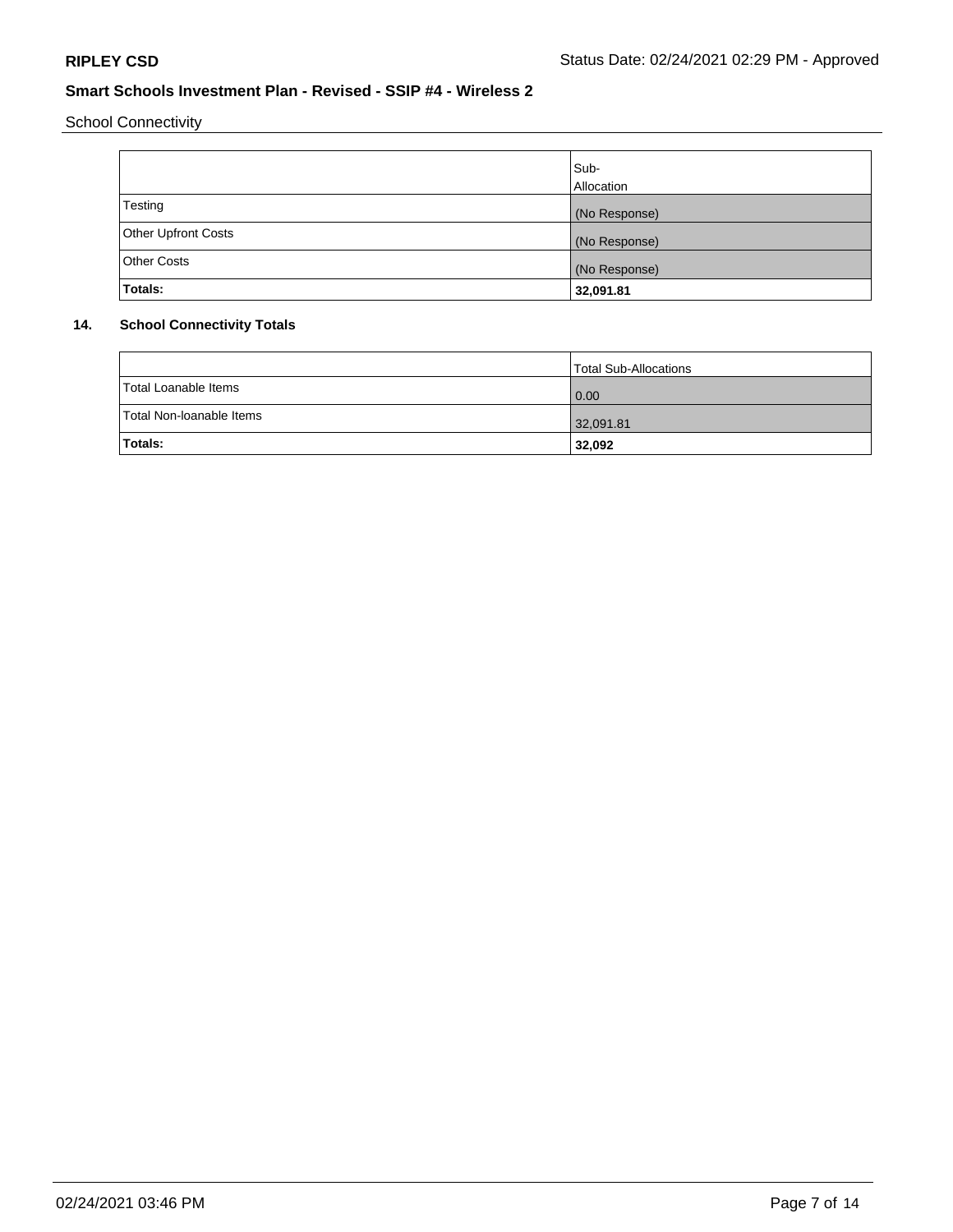School Connectivity

| | Sub-Allocation |
|---|---|
| Testing | (No Response) |
| Other Upfront Costs | (No Response) |
| Other Costs | (No Response) |
| **Totals:** | **32,091.81** |

**14. School Connectivity Totals**

| | Total Sub-Allocations |
|---|---|
| Total Loanable Items | 0.00 |
| Total Non-loanable Items | 32,091.81 |
| **Totals:** | **32,092** |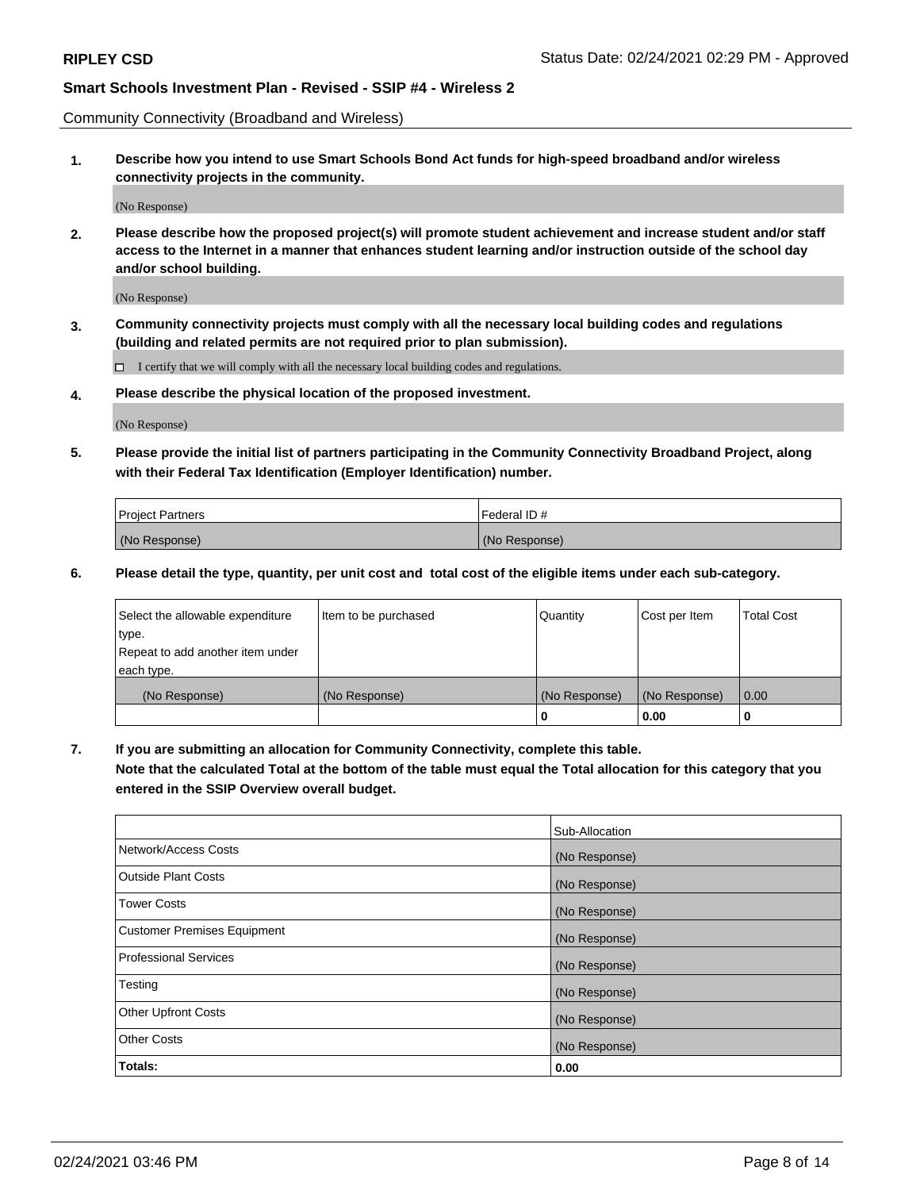Community Connectivity (Broadband and Wireless)

**1. Describe how you intend to use Smart Schools Bond Act funds for high-speed broadband and/or wireless connectivity projects in the community.**

(No Response)

**2. Please describe how the proposed project(s) will promote student achievement and increase student and/or staff access to the Internet in a manner that enhances student learning and/or instruction outside of the school day and/or school building.**

(No Response)

**3. Community connectivity projects must comply with all the necessary local building codes and regulations (building and related permits are not required prior to plan submission).**

☐ I certify that we will comply with all the necessary local building codes and regulations.

**4. Please describe the physical location of the proposed investment.**

(No Response)

**5. Please provide the initial list of partners participating in the Community Connectivity Broadband Project, along with their Federal Tax Identification (Employer Identification) number.**

| Project Partners | Federal ID # |
|---|---|
| (No Response) | (No Response) |

**6. Please detail the type, quantity, per unit cost and total cost of the eligible items under each sub-category.**

| Select the allowable expenditure type. Repeat to add another item under each type. | Item to be purchased | Quantity | Cost per Item | Total Cost |
|---|---|---|---|---|
| (No Response) | (No Response) | (No Response) | (No Response) | 0.00 |
| | | **0** | **0.00** | **0** |

**7. If you are submitting an allocation for Community Connectivity, complete this table. Note that the calculated Total at the bottom of the table must equal the Total allocation for this category that you entered in the SSIP Overview overall budget.**

| | Sub-Allocation |
|---|---|
| Network/Access Costs | (No Response) |
| Outside Plant Costs | (No Response) |
| Tower Costs | (No Response) |
| Customer Premises Equipment | (No Response) |
| Professional Services | (No Response) |
| Testing | (No Response) |
| Other Upfront Costs | (No Response) |
| Other Costs | (No Response) |
| **Totals:** | **0.00** |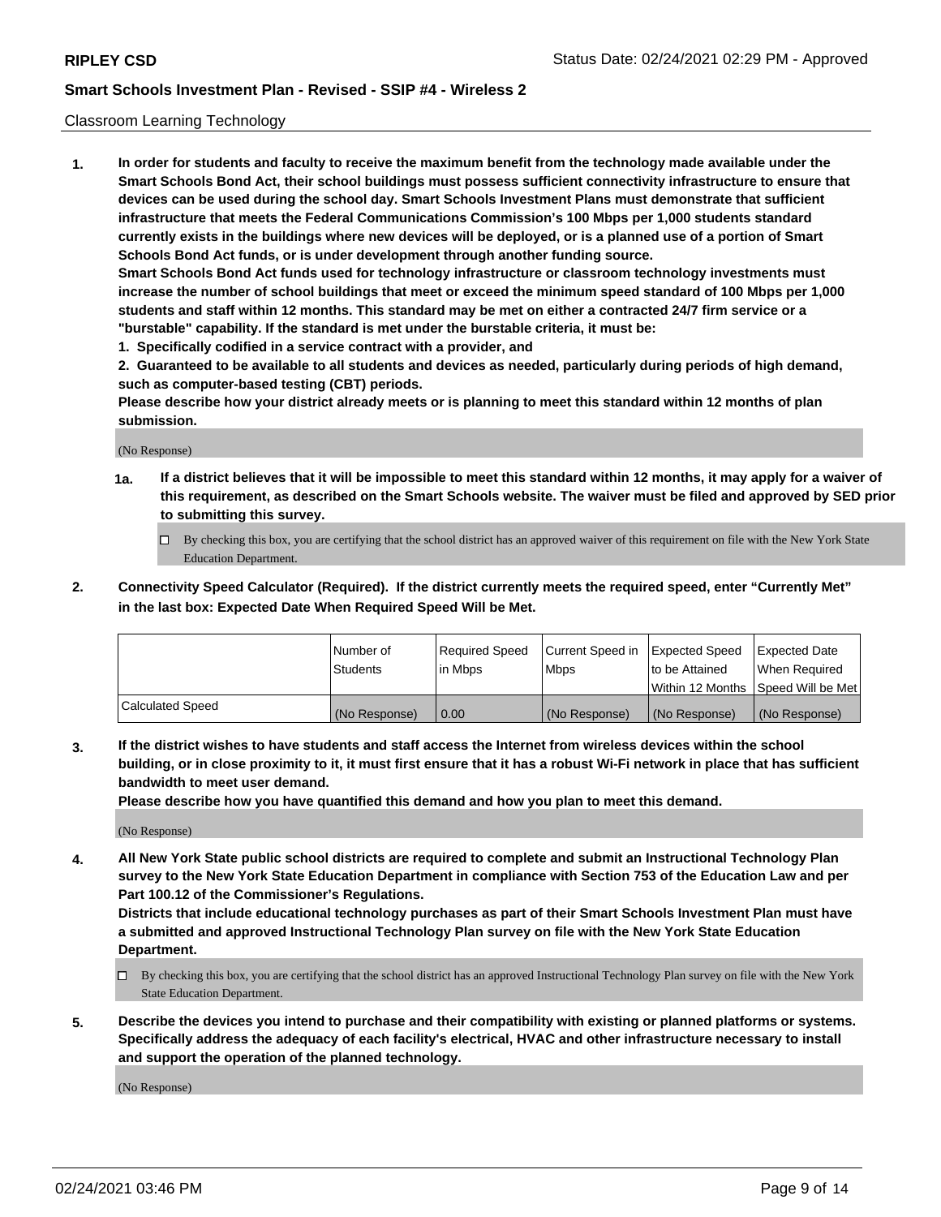Classroom Learning Technology

1. **In order for students and faculty to receive the maximum benefit from the technology made available under the Smart Schools Bond Act, their school buildings must possess sufficient connectivity infrastructure to ensure that devices can be used during the school day. Smart Schools Investment Plans must demonstrate that sufficient infrastructure that meets the Federal Communications Commission's 100 Mbps per 1,000 students standard currently exists in the buildings where new devices will be deployed, or is a planned use of a portion of Smart Schools Bond Act funds, or is under development through another funding source.**

   **Smart Schools Bond Act funds used for technology infrastructure or classroom technology investments must increase the number of school buildings that meet or exceed the minimum speed standard of 100 Mbps per 1,000 students and staff within 12 months. This standard may be met on either a contracted 24/7 firm service or a "burstable" capability. If the standard is met under the burstable criteria, it must be:**

   **1. Specifically codified in a service contract with a provider, and**

   **2. Guaranteed to be available to all students and devices as needed, particularly during periods of high demand, such as computer-based testing (CBT) periods.**

   **Please describe how your district already meets or is planning to meet this standard within 12 months of plan submission.**

   (No Response)

   **1a. If a district believes that it will be impossible to meet this standard within 12 months, it may apply for a waiver of this requirement, as described on the Smart Schools website. The waiver must be filed and approved by SED prior to submitting this survey.**

   ☐ By checking this box, you are certifying that the school district has an approved waiver of this requirement on file with the New York State Education Department.

2. **Connectivity Speed Calculator (Required). If the district currently meets the required speed, enter "Currently Met" in the last box: Expected Date When Required Speed Will be Met.**

| | Number of Students | Required Speed in Mbps | Current Speed in Mbps | Expected Speed to be Attained Within 12 Months | Expected Date When Required Speed Will be Met |
|---|---|---|---|---|---|
| Calculated Speed | (No Response) | 0.00 | (No Response) | (No Response) | (No Response) |

3. **If the district wishes to have students and staff access the Internet from wireless devices within the school building, or in close proximity to it, it must first ensure that it has a robust Wi-Fi network in place that has sufficient bandwidth to meet user demand.**

   **Please describe how you have quantified this demand and how you plan to meet this demand.**

   (No Response)

4. **All New York State public school districts are required to complete and submit an Instructional Technology Plan survey to the New York State Education Department in compliance with Section 753 of the Education Law and per Part 100.12 of the Commissioner's Regulations.**

   **Districts that include educational technology purchases as part of their Smart Schools Investment Plan must have a submitted and approved Instructional Technology Plan survey on file with the New York State Education Department.**

   ☐ By checking this box, you are certifying that the school district has an approved Instructional Technology Plan survey on file with the New York State Education Department.

5. **Describe the devices you intend to purchase and their compatibility with existing or planned platforms or systems. Specifically address the adequacy of each facility's electrical, HVAC and other infrastructure necessary to install and support the operation of the planned technology.**

   (No Response)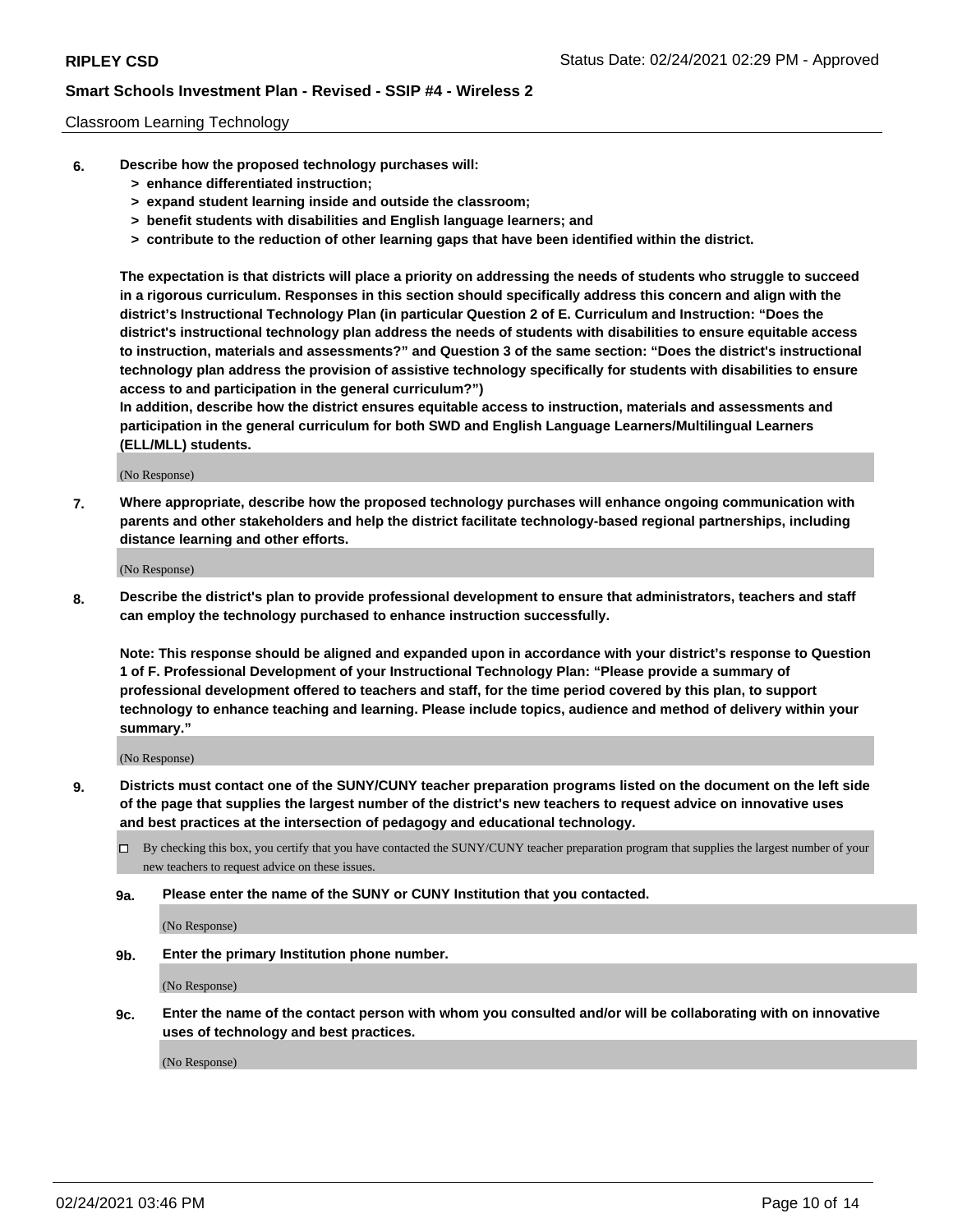Classroom Learning Technology

**6. Describe how the proposed technology purchases will:**
- **> enhance differentiated instruction;**
- **> expand student learning inside and outside the classroom;**
- **> benefit students with disabilities and English language learners; and**
- **> contribute to the reduction of other learning gaps that have been identified within the district.**

**The expectation is that districts will place a priority on addressing the needs of students who struggle to succeed in a rigorous curriculum. Responses in this section should specifically address this concern and align with the district's Instructional Technology Plan (in particular Question 2 of E. Curriculum and Instruction: "Does the district's instructional technology plan address the needs of students with disabilities to ensure equitable access to instruction, materials and assessments?" and Question 3 of the same section: "Does the district's instructional technology plan address the provision of assistive technology specifically for students with disabilities to ensure access to and participation in the general curriculum?")**

**In addition, describe how the district ensures equitable access to instruction, materials and assessments and participation in the general curriculum for both SWD and English Language Learners/Multilingual Learners (ELL/MLL) students.**

(No Response)

**7. Where appropriate, describe how the proposed technology purchases will enhance ongoing communication with parents and other stakeholders and help the district facilitate technology-based regional partnerships, including distance learning and other efforts.**

(No Response)

**8. Describe the district's plan to provide professional development to ensure that administrators, teachers and staff can employ the technology purchased to enhance instruction successfully.**

**Note: This response should be aligned and expanded upon in accordance with your district's response to Question 1 of F. Professional Development of your Instructional Technology Plan: "Please provide a summary of professional development offered to teachers and staff, for the time period covered by this plan, to support technology to enhance teaching and learning. Please include topics, audience and method of delivery within your summary."**

(No Response)

**9. Districts must contact one of the SUNY/CUNY teacher preparation programs listed on the document on the left side of the page that supplies the largest number of the district's new teachers to request advice on innovative uses and best practices at the intersection of pedagogy and educational technology.**

☐ By checking this box, you certify that you have contacted the SUNY/CUNY teacher preparation program that supplies the largest number of your new teachers to request advice on these issues.

**9a. Please enter the name of the SUNY or CUNY Institution that you contacted.**

(No Response)

**9b. Enter the primary Institution phone number.**

(No Response)

**9c. Enter the name of the contact person with whom you consulted and/or will be collaborating with on innovative uses of technology and best practices.**

(No Response)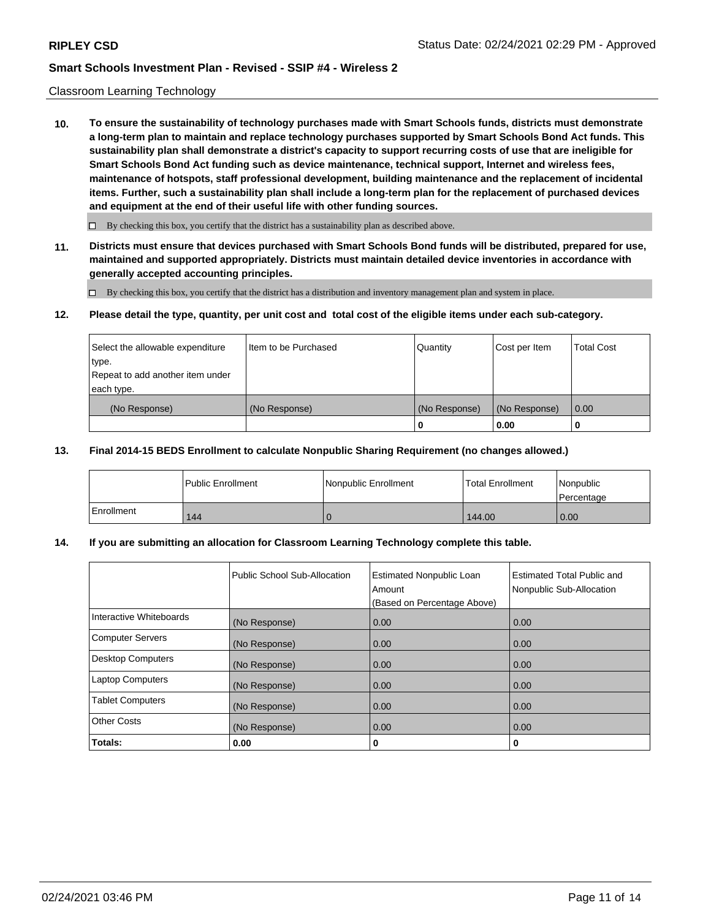Classroom Learning Technology

**10. To ensure the sustainability of technology purchases made with Smart Schools funds, districts must demonstrate a long-term plan to maintain and replace technology purchases supported by Smart Schools Bond Act funds. This sustainability plan shall demonstrate a district's capacity to support recurring costs of use that are ineligible for Smart Schools Bond Act funding such as device maintenance, technical support, Internet and wireless fees, maintenance of hotspots, staff professional development, building maintenance and the replacement of incidental items. Further, such a sustainability plan shall include a long-term plan for the replacement of purchased devices and equipment at the end of their useful life with other funding sources.**

☐ By checking this box, you certify that the district has a sustainability plan as described above.

**11. Districts must ensure that devices purchased with Smart Schools Bond funds will be distributed, prepared for use, maintained and supported appropriately. Districts must maintain detailed device inventories in accordance with generally accepted accounting principles.**

☐ By checking this box, you certify that the district has a distribution and inventory management plan and system in place.

**12. Please detail the type, quantity, per unit cost and total cost of the eligible items under each sub-category.**

| Select the allowable expenditure type. Repeat to add another item under each type. | Item to be Purchased | Quantity | Cost per Item | Total Cost |
|---|---|---|---|---|
| (No Response) | (No Response) | (No Response) | (No Response) | 0.00 |
| | | **0** | **0.00** | **0** |

**13. Final 2014-15 BEDS Enrollment to calculate Nonpublic Sharing Requirement (no changes allowed.)**

| | Public Enrollment | Nonpublic Enrollment | Total Enrollment | Nonpublic Percentage |
|---|---|---|---|---|
| Enrollment | 144 | 0 | 144.00 | 0.00 |

**14. If you are submitting an allocation for Classroom Learning Technology complete this table.**

| | Public School Sub-Allocation | Estimated Nonpublic Loan Amount (Based on Percentage Above) | Estimated Total Public and Nonpublic Sub-Allocation |
|---|---|---|---|
| Interactive Whiteboards | (No Response) | 0.00 | 0.00 |
| Computer Servers | (No Response) | 0.00 | 0.00 |
| Desktop Computers | (No Response) | 0.00 | 0.00 |
| Laptop Computers | (No Response) | 0.00 | 0.00 |
| Tablet Computers | (No Response) | 0.00 | 0.00 |
| Other Costs | (No Response) | 0.00 | 0.00 |
| **Totals:** | **0.00** | **0** | **0** |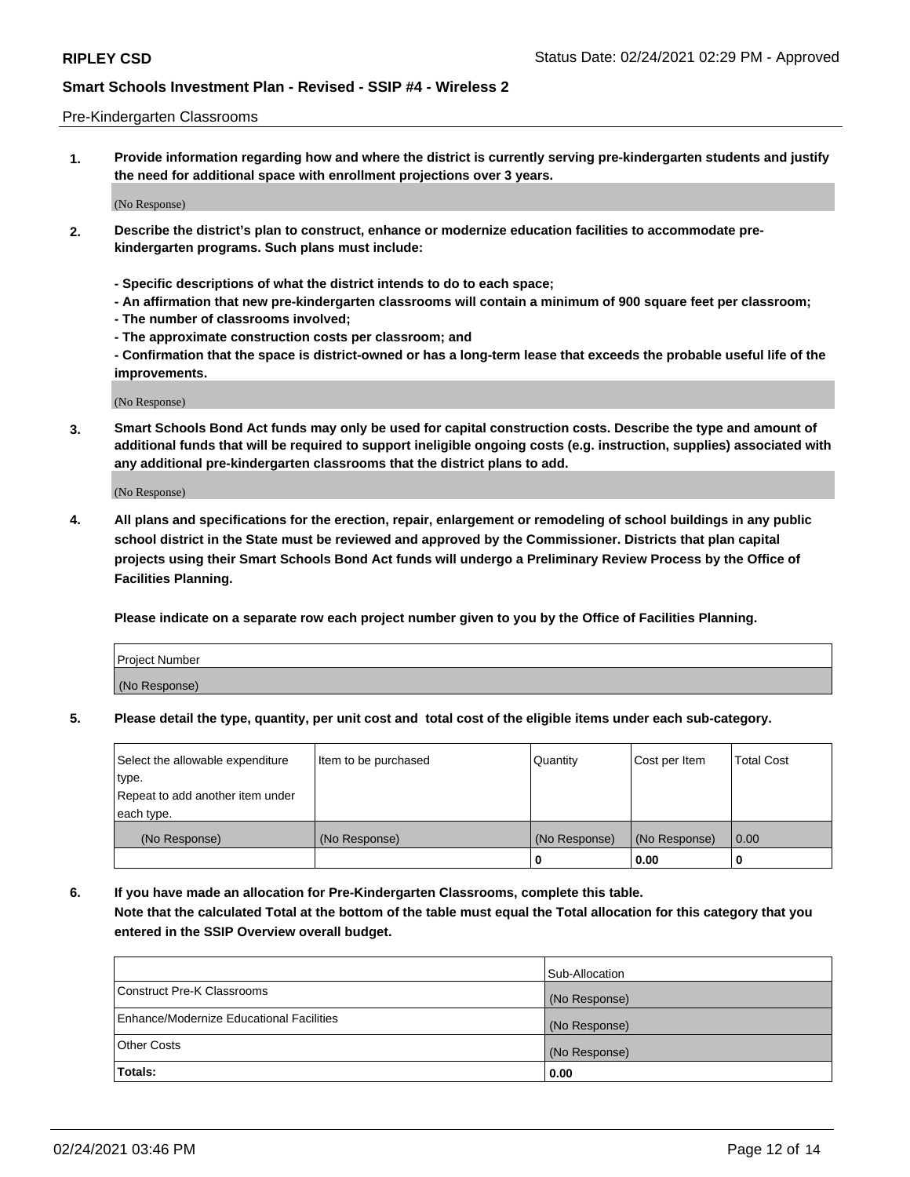Pre-Kindergarten Classrooms

**1. Provide information regarding how and where the district is currently serving pre-kindergarten students and justify the need for additional space with enrollment projections over 3 years.**

(No Response)

**2. Describe the district's plan to construct, enhance or modernize education facilities to accommodate pre-kindergarten programs. Such plans must include:**

**- Specific descriptions of what the district intends to do to each space;**
**- An affirmation that new pre-kindergarten classrooms will contain a minimum of 900 square feet per classroom;**
**- The number of classrooms involved;**
**- The approximate construction costs per classroom; and**
**- Confirmation that the space is district-owned or has a long-term lease that exceeds the probable useful life of the improvements.**

(No Response)

**3. Smart Schools Bond Act funds may only be used for capital construction costs. Describe the type and amount of additional funds that will be required to support ineligible ongoing costs (e.g. instruction, supplies) associated with any additional pre-kindergarten classrooms that the district plans to add.**

(No Response)

**4. All plans and specifications for the erection, repair, enlargement or remodeling of school buildings in any public school district in the State must be reviewed and approved by the Commissioner. Districts that plan capital projects using their Smart Schools Bond Act funds will undergo a Preliminary Review Process by the Office of Facilities Planning.**

**Please indicate on a separate row each project number given to you by the Office of Facilities Planning.**

| Project Number |
| --- |
| (No Response) |

**5. Please detail the type, quantity, per unit cost and total cost of the eligible items under each sub-category.**

| Select the allowable expenditure type. Repeat to add another item under each type. | Item to be purchased | Quantity | Cost per Item | Total Cost |
| --- | --- | --- | --- | --- |
| (No Response) | (No Response) | (No Response) | (No Response) | 0.00 |
| | | 0 | 0.00 | 0 |

**6. If you have made an allocation for Pre-Kindergarten Classrooms, complete this table. Note that the calculated Total at the bottom of the table must equal the Total allocation for this category that you entered in the SSIP Overview overall budget.**

| | Sub-Allocation |
| --- | --- |
| Construct Pre-K Classrooms | (No Response) |
| Enhance/Modernize Educational Facilities | (No Response) |
| Other Costs | (No Response) |
| **Totals:** | **0.00** |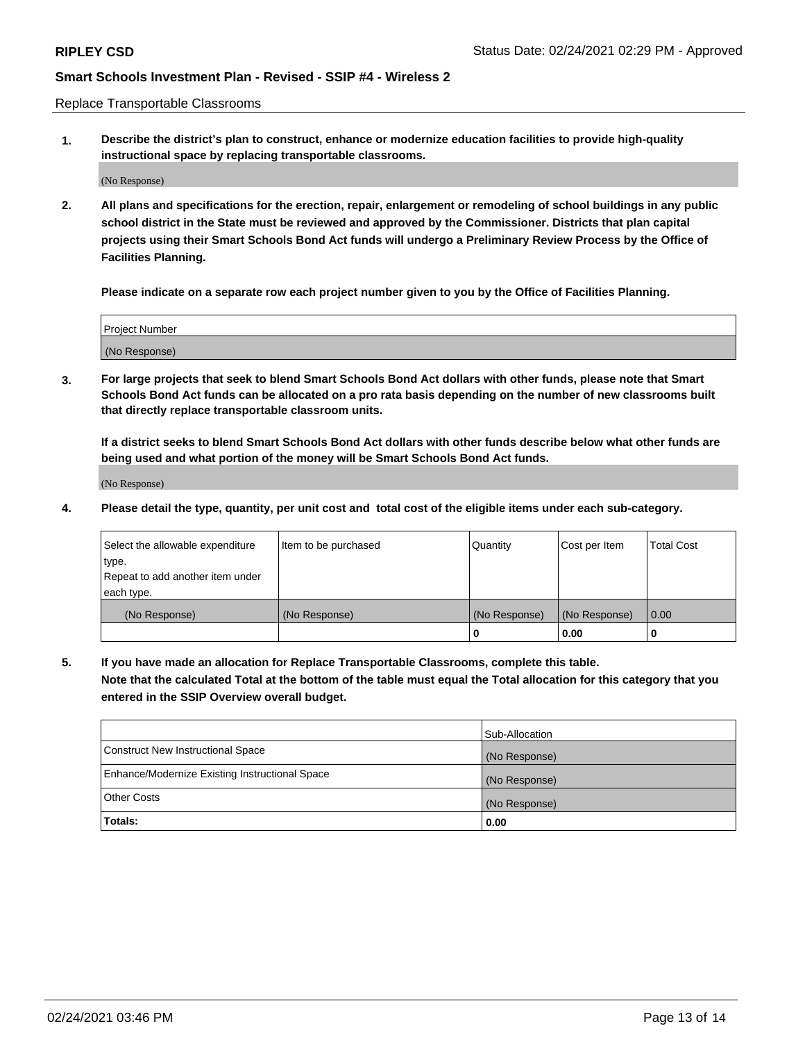Replace Transportable Classrooms

1. **Describe the district's plan to construct, enhance or modernize education facilities to provide high-quality instructional space by replacing transportable classrooms.**

(No Response)

2. **All plans and specifications for the erection, repair, enlargement or remodeling of school buildings in any public school district in the State must be reviewed and approved by the Commissioner. Districts that plan capital projects using their Smart Schools Bond Act funds will undergo a Preliminary Review Process by the Office of Facilities Planning.**

   **Please indicate on a separate row each project number given to you by the Office of Facilities Planning.**

| Project Number |
|---|
| (No Response) |

3. **For large projects that seek to blend Smart Schools Bond Act dollars with other funds, please note that Smart Schools Bond Act funds can be allocated on a pro rata basis depending on the number of new classrooms built that directly replace transportable classroom units.**

   **If a district seeks to blend Smart Schools Bond Act dollars with other funds describe below what other funds are being used and what portion of the money will be Smart Schools Bond Act funds.**

(No Response)

4. **Please detail the type, quantity, per unit cost and total cost of the eligible items under each sub-category.**

| Select the allowable expenditure type. Repeat to add another item under each type. | Item to be purchased | Quantity | Cost per Item | Total Cost |
|---|---|---|---|---|
| (No Response) | (No Response) | (No Response) | (No Response) | 0.00 |
| | | 0 | 0.00 | 0 |

5. **If you have made an allocation for Replace Transportable Classrooms, complete this table. Note that the calculated Total at the bottom of the table must equal the Total allocation for this category that you entered in the SSIP Overview overall budget.**

| | Sub-Allocation |
|---|---|
| Construct New Instructional Space | (No Response) |
| Enhance/Modernize Existing Instructional Space | (No Response) |
| Other Costs | (No Response) |
| **Totals:** | **0.00** |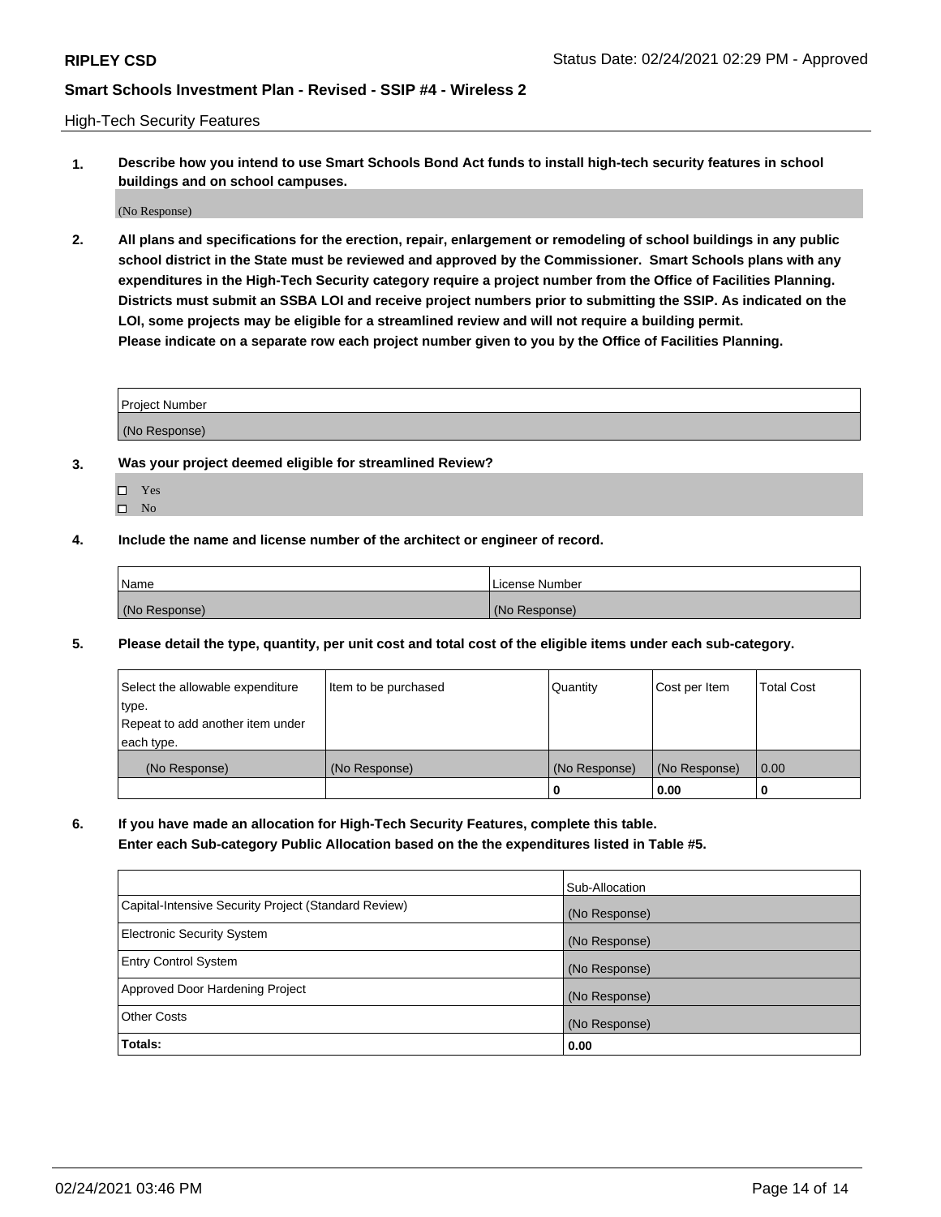High-Tech Security Features

**1. Describe how you intend to use Smart Schools Bond Act funds to install high-tech security features in school buildings and on school campuses.**

(No Response)

**2. All plans and specifications for the erection, repair, enlargement or remodeling of school buildings in any public school district in the State must be reviewed and approved by the Commissioner. Smart Schools plans with any expenditures in the High-Tech Security category require a project number from the Office of Facilities Planning. Districts must submit an SSBA LOI and receive project numbers prior to submitting the SSIP. As indicated on the LOI, some projects may be eligible for a streamlined review and will not require a building permit.**
**Please indicate on a separate row each project number given to you by the Office of Facilities Planning.**

| Project Number |
| --- |
| (No Response) |

**3. Was your project deemed eligible for streamlined Review?**

- ☐ Yes
- ☐ No

**4. Include the name and license number of the architect or engineer of record.**

| Name | License Number |
| --- | --- |
| (No Response) | (No Response) |

**5. Please detail the type, quantity, per unit cost and total cost of the eligible items under each sub-category.**

| Select the allowable expenditure type. Repeat to add another item under each type. | Item to be purchased | Quantity | Cost per Item | Total Cost |
| --- | --- | --- | --- | --- |
| (No Response) | (No Response) | (No Response) | (No Response) | 0.00 |
| | | 0 | 0.00 | 0 |

**6. If you have made an allocation for High-Tech Security Features, complete this table.**
**Enter each Sub-category Public Allocation based on the the expenditures listed in Table #5.**

| | Sub-Allocation |
| --- | --- |
| Capital-Intensive Security Project (Standard Review) | (No Response) |
| Electronic Security System | (No Response) |
| Entry Control System | (No Response) |
| Approved Door Hardening Project | (No Response) |
| Other Costs | (No Response) |
| **Totals:** | **0.00** |